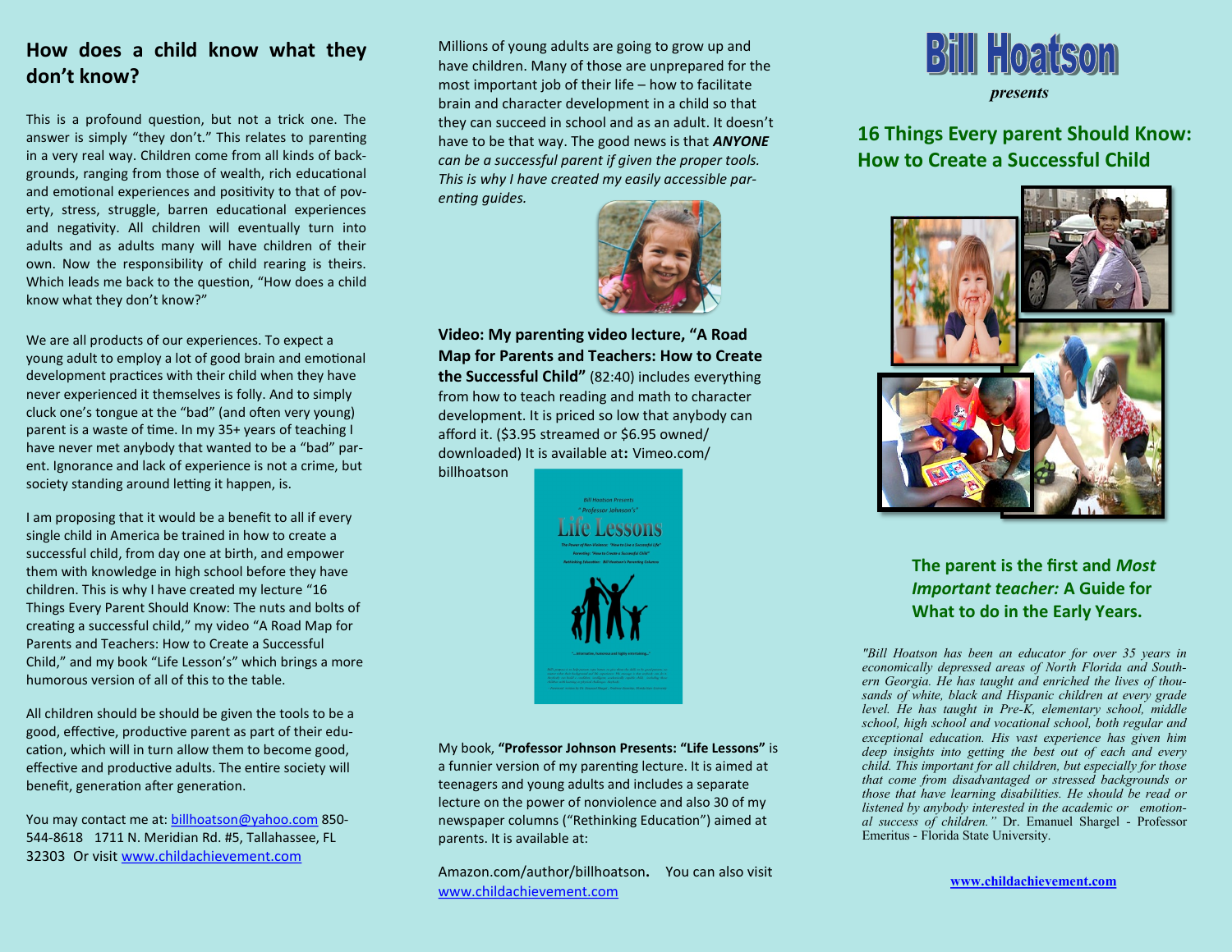## How does a child know what they don't know?

This is a profound question, but not a trick one. The answer is simply "they don't." This relates to parenting in a very real way. Children come from all kinds of backgrounds, ranging from those of wealth, rich educational and emotional experiences and positivity to that of poverty, stress, struggle, barren educational experiences and negativity. All children will eventually turn into adults and as adults many will have children of their own. Now the responsibility of child rearing is theirs. Which leads me back to the question, "How does a child know what they don't know?"

We are all products of our experiences. To expect a young adult to employ a lot of good brain and emotional development practices with their child when they have never experienced it themselves is folly. And to simply cluck one's tongue at the "bad" (and often very young) parent is a waste of time. In my 35+ years of teaching I have never met anybody that wanted to be a "bad" parent. Ignorance and lack of experience is not a crime, but society standing around letting it happen, is.

I am proposing that it would be a benefit to all if every single child in America be trained in how to create a successful child, from day one at birth, and empower them with knowledge in high school before they have children. This is why I have created my lecture "16 Things Every Parent Should Know: The nuts and bolts of creating a successful child," my video "A Road Map for Parents and Teachers: How to Create a Successful Child," and my book "Life Lesson's" which brings a more humorous version of all of this to the table.

All children should be should be given the tools to be a good, effective, productive parent as part of their education, which will in turn allow them to become good, effective and productive adults. The entire society will benefit, generation after generation.

You may contact me at: billhoatson@yahoo.com 850-544-8618 1711 N. Meridian Rd. #5, Tallahassee, FL 32303 Or visit www.childachievement.com

Millions of young adults are going to grow up and have children. Many of those are unprepared for the most important job of their life – how to facilitate brain and character development in a child so that they can succeed in school and as an adult. It doesn't have to be that way. The good news is that ***ANYONE*** *can be a successful parent if given the proper tools. This is why I have created my easily accessible parenting guides.*

**Video: My parenting video lecture, "A Road Map for Parents and Teachers: How to Create the Successful Child"** (82:40) includes everything from how to teach reading and math to character development. It is priced so low that anybody can afford it. ($3.95 streamed or $6.95 owned/downloaded) It is available at**:** Vimeo.com/billhoatson

My book, **"Professor Johnson Presents: "Life Lessons"** is a funnier version of my parenting lecture. It is aimed at teenagers and young adults and includes a separate lecture on the power of nonviolence and also 30 of my newspaper columns ("Rethinking Education") aimed at parents. It is available at:

Amazon.com/author/billhoatson**.** You can also visit www.childachievement.com

# Bill Hoatson

*presents*

## 16 Things Every parent Should Know: How to Create a Successful Child

### The parent is the first and *Most Important teacher:* A Guide for What to do in the Early Years.

*"Bill Hoatson has been an educator for over 35 years in economically depressed areas of North Florida and Southern Georgia. He has taught and enriched the lives of thousands of white, black and Hispanic children at every grade level. He has taught in Pre-K, elementary school, middle school, high school and vocational school, both regular and exceptional education. His vast experience has given him deep insights into getting the best out of each and every child. This important for all children, but especially for those that come from disadvantaged or stressed backgrounds or those that have learning disabilities. He should be read or listened by anybody interested in the academic or emotional success of children."* Dr. Emanuel Shargel - Professor Emeritus - Florida State University.

**www.childachievement.com**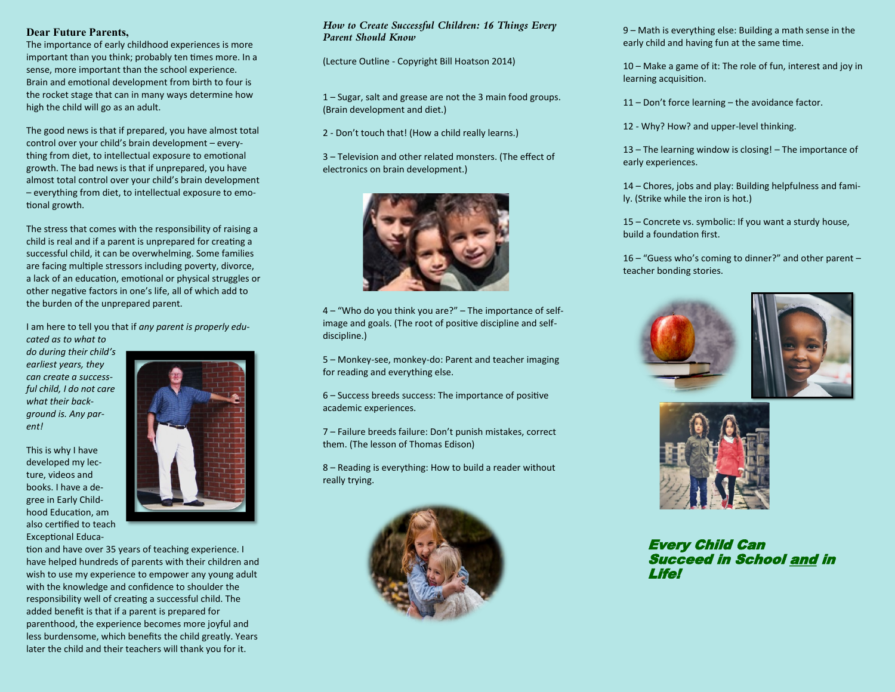**Dear Future Parents,**

The importance of early childhood experiences is more important than you think; probably ten times more. In a sense, more important than the school experience. Brain and emotional development from birth to four is the rocket stage that can in many ways determine how high the child will go as an adult.

The good news is that if prepared, you have almost total control over your child's brain development – everything from diet, to intellectual exposure to emotional growth. The bad news is that if unprepared, you have almost total control over your child's brain development – everything from diet, to intellectual exposure to emotional growth.

The stress that comes with the responsibility of raising a child is real and if a parent is unprepared for creating a successful child, it can be overwhelming. Some families are facing multiple stressors including poverty, divorce, a lack of an education, emotional or physical struggles or other negative factors in one's life, all of which add to the burden of the unprepared parent.

I am here to tell you that if *any parent is properly educated as to what to do during their child's earliest years, they can create a successful child, I do not care what their background is. Any parent!*

This is why I have developed my lecture, videos and books. I have a degree in Early Childhood Education, am also certified to teach Exceptional Education and have over 35 years of teaching experience. I have helped hundreds of parents with their children and wish to use my experience to empower any young adult with the knowledge and confidence to shoulder the responsibility well of creating a successful child. The added benefit is that if a parent is prepared for parenthood, the experience becomes more joyful and less burdensome, which benefits the child greatly. Years later the child and their teachers will thank you for it.

***How to Create Successful Children: 16 Things Every Parent Should Know***

(Lecture Outline - Copyright Bill Hoatson 2014)

1 – Sugar, salt and grease are not the 3 main food groups. (Brain development and diet.)

2 - Don't touch that! (How a child really learns.)

3 – Television and other related monsters. (The effect of electronics on brain development.)

4 – "Who do you think you are?" – The importance of self-image and goals. (The root of positive discipline and self-discipline.)

5 – Monkey-see, monkey-do: Parent and teacher imaging for reading and everything else.

6 – Success breeds success: The importance of positive academic experiences.

7 – Failure breeds failure: Don't punish mistakes, correct them. (The lesson of Thomas Edison)

8 – Reading is everything: How to build a reader without really trying.

9 – Math is everything else: Building a math sense in the early child and having fun at the same time.

10 – Make a game of it: The role of fun, interest and joy in learning acquisition.

11 – Don't force learning – the avoidance factor.

12 - Why? How? and upper-level thinking.

13 – The learning window is closing! – The importance of early experiences.

14 – Chores, jobs and play: Building helpfulness and family. (Strike while the iron is hot.)

15 – Concrete vs. symbolic: If you want a sturdy house, build a foundation first.

16 – "Guess who's coming to dinner?" and other parent – teacher bonding stories.

***Every Child Can Succeed in School and in Life!***